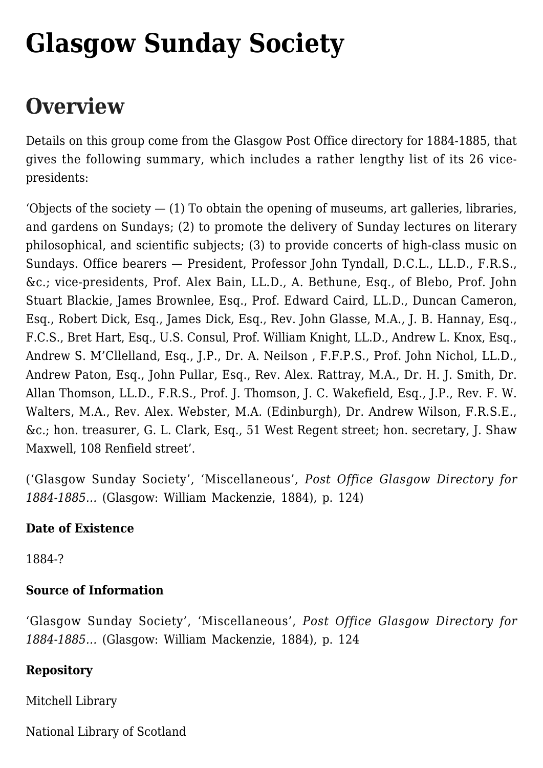# Glasgow Sunday Society

## Overview

Details on this group come from the Glasgow Post Office directory for 1884-1885, that gives the following summary, which includes a rather lengthy list of its 26 vice-presidents:

'Objects of the society — (1) To obtain the opening of museums, art galleries, libraries, and gardens on Sundays; (2) to promote the delivery of Sunday lectures on literary philosophical, and scientific subjects; (3) to provide concerts of high-class music on Sundays. Office bearers — President, Professor John Tyndall, D.C.L., LL.D., F.R.S., &c.; vice-presidents, Prof. Alex Bain, LL.D., A. Bethune, Esq., of Blebo, Prof. John Stuart Blackie, James Brownlee, Esq., Prof. Edward Caird, LL.D., Duncan Cameron, Esq., Robert Dick, Esq., James Dick, Esq., Rev. John Glasse, M.A., J. B. Hannay, Esq., F.C.S., Bret Hart, Esq., U.S. Consul, Prof. William Knight, LL.D., Andrew L. Knox, Esq., Andrew S. M'Cllelland, Esq., J.P., Dr. A. Neilson , F.F.P.S., Prof. John Nichol, LL.D., Andrew Paton, Esq., John Pullar, Esq., Rev. Alex. Rattray, M.A., Dr. H. J. Smith, Dr. Allan Thomson, LL.D., F.R.S., Prof. J. Thomson, J. C. Wakefield, Esq., J.P., Rev. F. W. Walters, M.A., Rev. Alex. Webster, M.A. (Edinburgh), Dr. Andrew Wilson, F.R.S.E., &c.; hon. treasurer, G. L. Clark, Esq., 51 West Regent street; hon. secretary, J. Shaw Maxwell, 108 Renfield street'.

('Glasgow Sunday Society', 'Miscellaneous', *Post Office Glasgow Directory for 1884-1885…* (Glasgow: William Mackenzie, 1884), p. 124)

**Date of Existence**

1884-?

**Source of Information**

'Glasgow Sunday Society', 'Miscellaneous', *Post Office Glasgow Directory for 1884-1885…* (Glasgow: William Mackenzie, 1884), p. 124

**Repository**

Mitchell Library

National Library of Scotland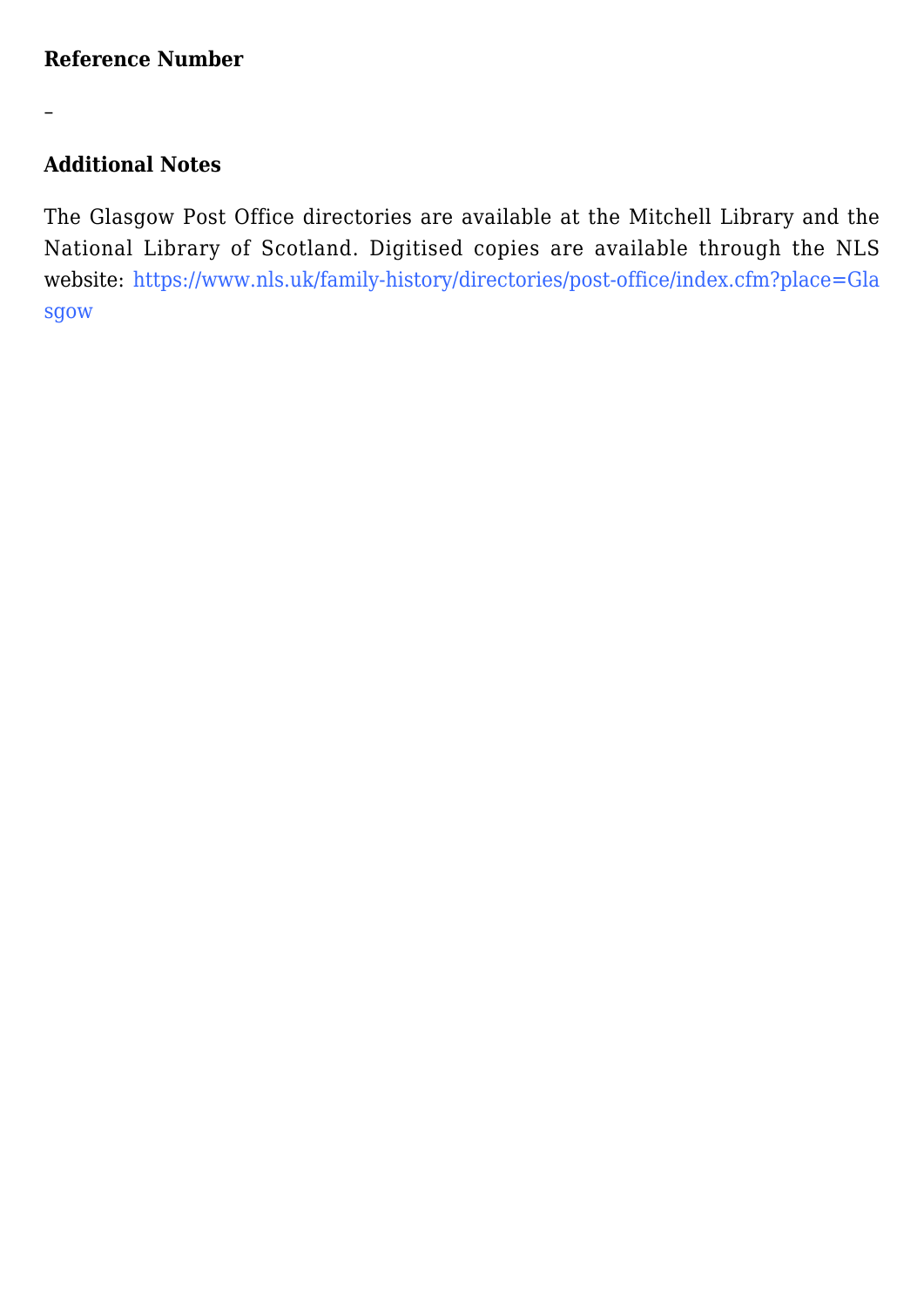**Reference Number**

–

**Additional Notes**

The Glasgow Post Office directories are available at the Mitchell Library and the National Library of Scotland. Digitised copies are available through the NLS website: https://www.nls.uk/family-history/directories/post-office/index.cfm?place=Glasgow